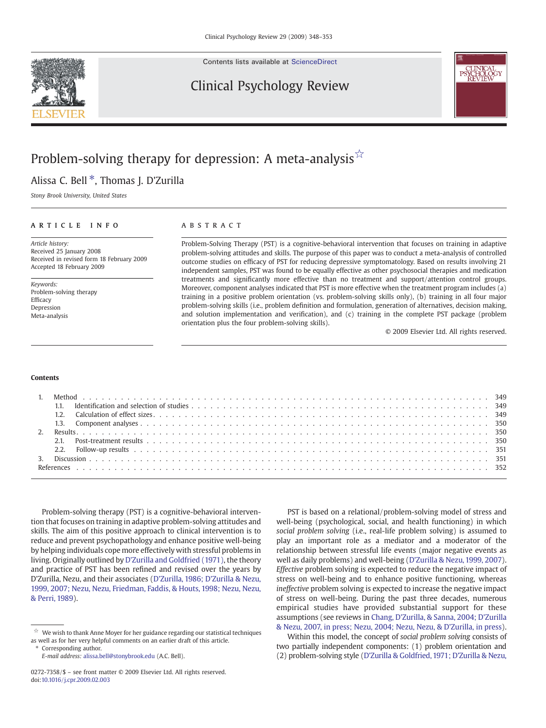# Problem-solving therapy for depression: A meta-analysis☆

Alissa C. Bell *, Thomas J. D'Zurilla

*Stony Brook University, United States*

## ARTICLE INFO

*Article history:*
Received 25 January 2008
Received in revised form 18 February 2009
Accepted 18 February 2009

*Keywords:*
Problem-solving therapy
Efficacy
Depression
Meta-analysis

## ABSTRACT

Problem-Solving Therapy (PST) is a cognitive-behavioral intervention that focuses on training in adaptive problem-solving attitudes and skills. The purpose of this paper was to conduct a meta-analysis of controlled outcome studies on efficacy of PST for reducing depressive symptomatology. Based on results involving 21 independent samples, PST was found to be equally effective as other psychosocial therapies and medication treatments and significantly more effective than no treatment and support/attention control groups. Moreover, component analyses indicated that PST is more effective when the treatment program includes (a) training in a positive problem orientation (vs. problem-solving skills only), (b) training in all four major problem-solving skills (i.e., problem definition and formulation, generation of alternatives, decision making, and solution implementation and verification), and (c) training in the complete PST package (problem orientation plus the four problem-solving skills).

© 2009 Elsevier Ltd. All rights reserved.

## Contents

| | | |
|---|---|---|
| 1. | Method | 349 |
| | 1.1. Identification and selection of studies | 349 |
| | 1.2. Calculation of effect sizes | 349 |
| | 1.3. Component analyses | 350 |
| 2. | Results | 350 |
| | 2.1. Post-treatment results | 350 |
| | 2.2. Follow-up results | 351 |
| 3. | Discussion | 351 |
| References | | 352 |

Problem-solving therapy (PST) is a cognitive-behavioral intervention that focuses on training in adaptive problem-solving attitudes and skills. The aim of this positive approach to clinical intervention is to reduce and prevent psychopathology and enhance positive well-being by helping individuals cope more effectively with stressful problems in living. Originally outlined by D'Zurilla and Goldfried (1971), the theory and practice of PST has been refined and revised over the years by D'Zurilla, Nezu, and their associates (D'Zurilla, 1986; D'Zurilla & Nezu, 1999, 2007; Nezu, Nezu, Friedman, Faddis, & Houts, 1998; Nezu, Nezu, & Perri, 1989).

PST is based on a relational/problem-solving model of stress and well-being (psychological, social, and health functioning) in which *social problem solving* (i.e., real-life problem solving) is assumed to play an important role as a mediator and a moderator of the relationship between stressful life events (major negative events as well as daily problems) and well-being (D'Zurilla & Nezu, 1999, 2007). *Effective* problem solving is expected to reduce the negative impact of stress on well-being and to enhance positive functioning, whereas *ineffective* problem solving is expected to increase the negative impact of stress on well-being. During the past three decades, numerous empirical studies have provided substantial support for these assumptions (see reviews in Chang, D'Zurilla, & Sanna, 2004; D'Zurilla & Nezu, 2007, in press; Nezu, 2004; Nezu, Nezu, & D'Zurilla, in press).

Within this model, the concept of *social problem solving* consists of two partially independent components: (1) problem orientation and (2) problem-solving style (D'Zurilla & Goldfried, 1971; D'Zurilla & Nezu,

☆ We wish to thank Anne Moyer for her guidance regarding our statistical techniques as well as for her very helpful comments on an earlier draft of this article.

\* Corresponding author.
*E-mail address:* alissa.bell@stonybrook.edu (A.C. Bell).

0272-7358/$ – see front matter © 2009 Elsevier Ltd. All rights reserved.
doi:10.1016/j.cpr.2009.02.003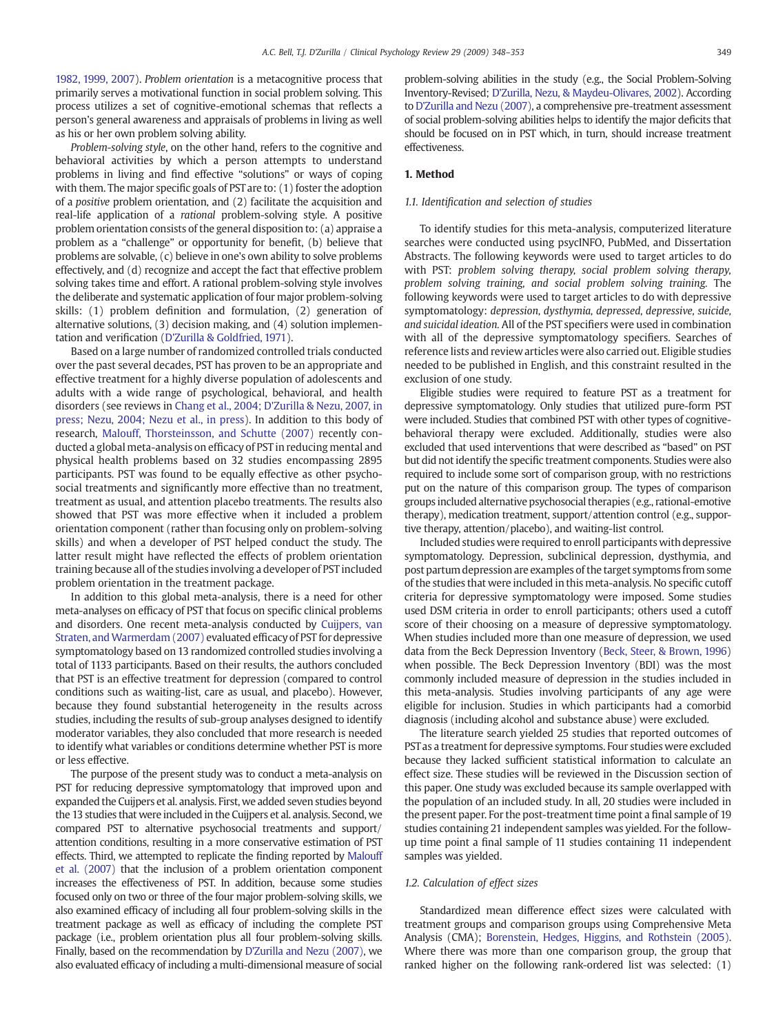1982, 1999, 2007). *Problem orientation* is a metacognitive process that primarily serves a motivational function in social problem solving. This process utilizes a set of cognitive-emotional schemas that reflects a person's general awareness and appraisals of problems in living as well as his or her own problem solving ability.

*Problem-solving style*, on the other hand, refers to the cognitive and behavioral activities by which a person attempts to understand problems in living and find effective "solutions" or ways of coping with them. The major specific goals of PST are to: (1) foster the adoption of a *positive* problem orientation, and (2) facilitate the acquisition and real-life application of a *rational* problem-solving style. A positive problem orientation consists of the general disposition to: (a) appraise a problem as a "challenge" or opportunity for benefit, (b) believe that problems are solvable, (c) believe in one's own ability to solve problems effectively, and (d) recognize and accept the fact that effective problem solving takes time and effort. A rational problem-solving style involves the deliberate and systematic application of four major problem-solving skills: (1) problem definition and formulation, (2) generation of alternative solutions, (3) decision making, and (4) solution implementation and verification (D'Zurilla & Goldfried, 1971).

Based on a large number of randomized controlled trials conducted over the past several decades, PST has proven to be an appropriate and effective treatment for a highly diverse population of adolescents and adults with a wide range of psychological, behavioral, and health disorders (see reviews in Chang et al., 2004; D'Zurilla & Nezu, 2007, in press; Nezu, 2004; Nezu et al., in press). In addition to this body of research, Malouff, Thorsteinsson, and Schutte (2007) recently conducted a global meta-analysis on efficacy of PST in reducing mental and physical health problems based on 32 studies encompassing 2895 participants. PST was found to be equally effective as other psychosocial treatments and significantly more effective than no treatment, treatment as usual, and attention placebo treatments. The results also showed that PST was more effective when it included a problem orientation component (rather than focusing only on problem-solving skills) and when a developer of PST helped conduct the study. The latter result might have reflected the effects of problem orientation training because all of the studies involving a developer of PST included problem orientation in the treatment package.

In addition to this global meta-analysis, there is a need for other meta-analyses on efficacy of PST that focus on specific clinical problems and disorders. One recent meta-analysis conducted by Cuijpers, van Straten, and Warmerdam (2007) evaluated efficacy of PST for depressive symptomatology based on 13 randomized controlled studies involving a total of 1133 participants. Based on their results, the authors concluded that PST is an effective treatment for depression (compared to control conditions such as waiting-list, care as usual, and placebo). However, because they found substantial heterogeneity in the results across studies, including the results of sub-group analyses designed to identify moderator variables, they also concluded that more research is needed to identify what variables or conditions determine whether PST is more or less effective.

The purpose of the present study was to conduct a meta-analysis on PST for reducing depressive symptomatology that improved upon and expanded the Cuijpers et al. analysis. First, we added seven studies beyond the 13 studies that were included in the Cuijpers et al. analysis. Second, we compared PST to alternative psychosocial treatments and support/attention conditions, resulting in a more conservative estimation of PST effects. Third, we attempted to replicate the finding reported by Malouff et al. (2007) that the inclusion of a problem orientation component increases the effectiveness of PST. In addition, because some studies focused only on two or three of the four major problem-solving skills, we also examined efficacy of including all four problem-solving skills in the treatment package as well as efficacy of including the complete PST package (i.e., problem orientation plus all four problem-solving skills. Finally, based on the recommendation by D'Zurilla and Nezu (2007), we also evaluated efficacy of including a multi-dimensional measure of social problem-solving abilities in the study (e.g., the Social Problem-Solving Inventory-Revised; D'Zurilla, Nezu, & Maydeu-Olivares, 2002). According to D'Zurilla and Nezu (2007), a comprehensive pre-treatment assessment of social problem-solving abilities helps to identify the major deficits that should be focused on in PST which, in turn, should increase treatment effectiveness.

## 1. Method

### 1.1. Identification and selection of studies

To identify studies for this meta-analysis, computerized literature searches were conducted using psycINFO, PubMed, and Dissertation Abstracts. The following keywords were used to target articles to do with PST: *problem solving therapy, social problem solving therapy, problem solving training, and social problem solving training.* The following keywords were used to target articles to do with depressive symptomatology: *depression, dysthymia, depressed, depressive, suicide, and suicidal ideation.* All of the PST specifiers were used in combination with all of the depressive symptomatology specifiers. Searches of reference lists and review articles were also carried out. Eligible studies needed to be published in English, and this constraint resulted in the exclusion of one study.

Eligible studies were required to feature PST as a treatment for depressive symptomatology. Only studies that utilized pure-form PST were included. Studies that combined PST with other types of cognitive-behavioral therapy were excluded. Additionally, studies were also excluded that used interventions that were described as "based" on PST but did not identify the specific treatment components. Studies were also required to include some sort of comparison group, with no restrictions put on the nature of this comparison group. The types of comparison groups included alternative psychosocial therapies (e.g., rational-emotive therapy), medication treatment, support/attention control (e.g., supportive therapy, attention/placebo), and waiting-list control.

Included studies were required to enroll participants with depressive symptomatology. Depression, subclinical depression, dysthymia, and post partum depression are examples of the target symptoms from some of the studies that were included in this meta-analysis. No specific cutoff criteria for depressive symptomatology were imposed. Some studies used DSM criteria in order to enroll participants; others used a cutoff score of their choosing on a measure of depressive symptomatology. When studies included more than one measure of depression, we used data from the Beck Depression Inventory (Beck, Steer, & Brown, 1996) when possible. The Beck Depression Inventory (BDI) was the most commonly included measure of depression in the studies included in this meta-analysis. Studies involving participants of any age were eligible for inclusion. Studies in which participants had a comorbid diagnosis (including alcohol and substance abuse) were excluded.

The literature search yielded 25 studies that reported outcomes of PST as a treatment for depressive symptoms. Four studies were excluded because they lacked sufficient statistical information to calculate an effect size. These studies will be reviewed in the Discussion section of this paper. One study was excluded because its sample overlapped with the population of an included study. In all, 20 studies were included in the present paper. For the post-treatment time point a final sample of 19 studies containing 21 independent samples was yielded. For the follow-up time point a final sample of 11 studies containing 11 independent samples was yielded.

### 1.2. Calculation of effect sizes

Standardized mean difference effect sizes were calculated with treatment groups and comparison groups using Comprehensive Meta Analysis (CMA); Borenstein, Hedges, Higgins, and Rothstein (2005). Where there was more than one comparison group, the group that ranked higher on the following rank-ordered list was selected: (1)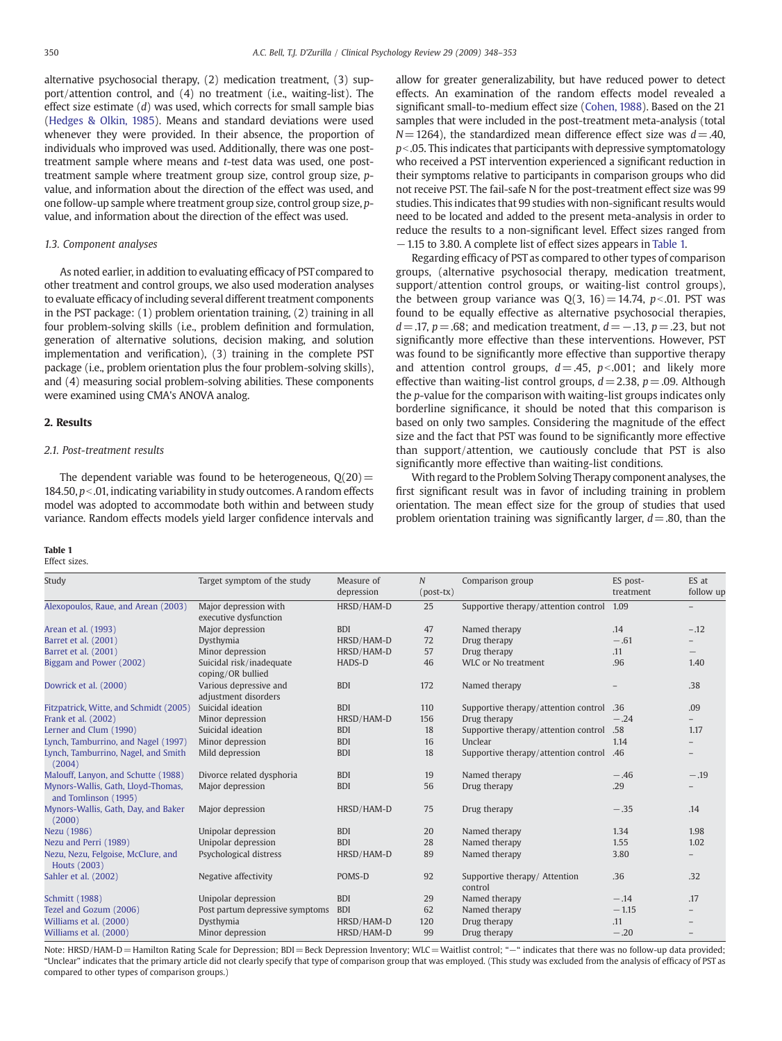alternative psychosocial therapy, (2) medication treatment, (3) support/attention control, and (4) no treatment (i.e., waiting-list). The effect size estimate ($d$) was used, which corrects for small sample bias (Hedges & Olkin, 1985). Means and standard deviations were used whenever they were provided. In their absence, the proportion of individuals who improved was used. Additionally, there was one post-treatment sample where means and $t$-test data was used, one post-treatment sample where treatment group size, control group size, $p$-value, and information about the direction of the effect was used, and one follow-up sample where treatment group size, control group size, $p$-value, and information about the direction of the effect was used.

### 1.3. Component analyses

As noted earlier, in addition to evaluating efficacy of PST compared to other treatment and control groups, we also used moderation analyses to evaluate efficacy of including several different treatment components in the PST package: (1) problem orientation training, (2) training in all four problem-solving skills (i.e., problem definition and formulation, generation of alternative solutions, decision making, and solution implementation and verification), (3) training in the complete PST package (i.e., problem orientation plus the four problem-solving skills), and (4) measuring social problem-solving abilities. These components were examined using CMA's ANOVA analog.

## 2. Results

### 2.1. Post-treatment results

The dependent variable was found to be heterogeneous, $Q(20)=184.50$, $p<.01$, indicating variability in study outcomes. A random effects model was adopted to accommodate both within and between study variance. Random effects models yield larger confidence intervals and allow for greater generalizability, but have reduced power to detect effects. An examination of the random effects model revealed a significant small-to-medium effect size (Cohen, 1988). Based on the 21 samples that were included in the post-treatment meta-analysis (total $N=1264$), the standardized mean difference effect size was $d=.40$, $p<.05$. This indicates that participants with depressive symptomatology who received a PST intervention experienced a significant reduction in their symptoms relative to participants in comparison groups who did not receive PST. The fail-safe N for the post-treatment effect size was 99 studies. This indicates that 99 studies with non-significant results would need to be located and added to the present meta-analysis in order to reduce the results to a non-significant level. Effect sizes ranged from −1.15 to 3.80. A complete list of effect sizes appears in Table 1.

Regarding efficacy of PST as compared to other types of comparison groups, (alternative psychosocial therapy, medication treatment, support/attention control groups, or waiting-list control groups), the between group variance was $Q(3, 16)=14.74$, $p<.01$. PST was found to be equally effective as alternative psychosocial therapies, $d=.17$, $p=.68$; and medication treatment, $d=-.13$, $p=.23$, but not significantly more effective than these interventions. However, PST was found to be significantly more effective than supportive therapy and attention control groups, $d=.45$, $p<.001$; and likely more effective than waiting-list control groups, $d=2.38$, $p=.09$. Although the $p$-value for the comparison with waiting-list groups indicates only borderline significance, it should be noted that this comparison is based on only two samples. Considering the magnitude of the effect size and the fact that PST was found to be significantly more effective than support/attention, we cautiously conclude that PST is also significantly more effective than waiting-list conditions.

With regard to the Problem Solving Therapy component analyses, the first significant result was in favor of including training in problem orientation. The mean effect size for the group of studies that used problem orientation training was significantly larger, $d=.80$, than the

**Table 1**
Effect sizes.

| Study | Target symptom of the study | Measure of depression | $N$ (post-tx) | Comparison group | ES post-treatment | ES at follow up |
|---|---|---|---|---|---|---|
| Alexopoulos, Raue, and Arean (2003) | Major depression with executive dysfunction | HRSD/HAM-D | 25 | Supportive therapy/attention control | 1.09 | – |
| Arean et al. (1993) | Major depression | BDI | 47 | Named therapy | .14 | −.12 |
| Barret et al. (2001) | Dysthymia | HRSD/HAM-D | 72 | Drug therapy | −.61 | – |
| Barret et al. (2001) | Minor depression | HRSD/HAM-D | 57 | Drug therapy | .11 | – |
| Biggam and Power (2002) | Suicidal risk/inadequate coping/OR bullied | HADS-D | 46 | WLC or No treatment | .96 | 1.40 |
| Dowrick et al. (2000) | Various depressive and adjustment disorders | BDI | 172 | Named therapy | – | .38 |
| Fitzpatrick, Witte, and Schmidt (2005) | Suicidal ideation | BDI | 110 | Supportive therapy/attention control | .36 | .09 |
| Frank et al. (2002) | Minor depression | HRSD/HAM-D | 156 | Drug therapy | −.24 | – |
| Lerner and Clum (1990) | Suicidal ideation | BDI | 18 | Supportive therapy/attention control | .58 | 1.17 |
| Lynch, Tamburrino, and Nagel (1997) | Minor depression | BDI | 16 | Unclear | 1.14 | – |
| Lynch, Tamburrino, Nagel, and Smith (2004) | Mild depression | BDI | 18 | Supportive therapy/attention control | .46 | – |
| Malouff, Lanyon, and Schutte (1988) | Divorce related dysphoria | BDI | 19 | Named therapy | −.46 | −.19 |
| Mynors-Wallis, Gath, Lloyd-Thomas, and Tomlinson (1995) | Major depression | BDI | 56 | Drug therapy | .29 | – |
| Mynors-Wallis, Gath, Day, and Baker (2000) | Major depression | HRSD/HAM-D | 75 | Drug therapy | −.35 | .14 |
| Nezu (1986) | Unipolar depression | BDI | 20 | Named therapy | 1.34 | 1.98 |
| Nezu and Perri (1989) | Unipolar depression | BDI | 28 | Named therapy | 1.55 | 1.02 |
| Nezu, Nezu, Felgoise, McClure, and Houts (2003) | Psychological distress | HRSD/HAM-D | 89 | Named therapy | 3.80 | – |
| Sahler et al. (2002) | Negative affectivity | POMS-D | 92 | Supportive therapy/ Attention control | .36 | .32 |
| Schmitt (1988) | Unipolar depression | BDI | 29 | Named therapy | −.14 | .17 |
| Tezel and Gozum (2006) | Post partum depressive symptoms | BDI | 62 | Named therapy | −1.15 | – |
| Williams et al. (2000) | Dysthymia | HRSD/HAM-D | 120 | Drug therapy | .11 | – |
| Williams et al. (2000) | Minor depression | HRSD/HAM-D | 99 | Drug therapy | −.20 | – |

Note: HRSD/HAM-D = Hamilton Rating Scale for Depression; BDI = Beck Depression Inventory; WLC = Waitlist control; "–" indicates that there was no follow-up data provided; "Unclear" indicates that the primary article did not clearly specify that type of comparison group that was employed. (This study was excluded from the analysis of efficacy of PST as compared to other types of comparison groups.)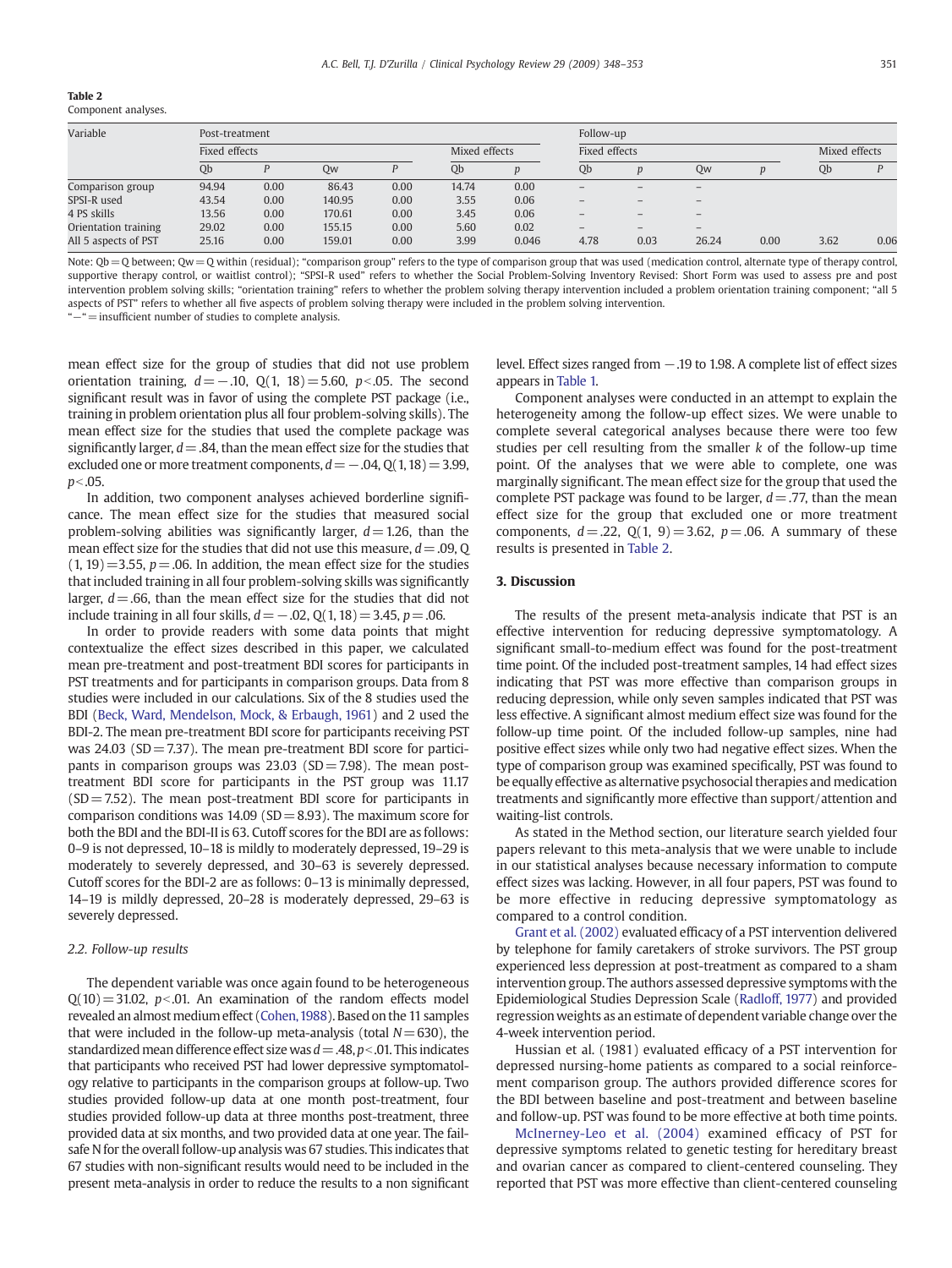**Table 2**
Component analyses.

| Variable | Post-treatment | | | | | | Follow-up | | | | | |
|---|---|---|---|---|---|---|---|---|---|---|---|---|
| | Fixed effects | | | | Mixed effects | | Fixed effects | | | | Mixed effects | |
| | Qb | P | Qw | P | Qb | p | Qb | p | Qw | p | Qb | P |
| Comparison group | 94.94 | 0.00 | 86.43 | 0.00 | 14.74 | 0.00 | – | – | – | | | |
| SPSI-R used | 43.54 | 0.00 | 140.95 | 0.00 | 3.55 | 0.06 | – | – | – | | | |
| 4 PS skills | 13.56 | 0.00 | 170.61 | 0.00 | 3.45 | 0.06 | – | – | – | | | |
| Orientation training | 29.02 | 0.00 | 155.15 | 0.00 | 5.60 | 0.02 | – | – | – | | | |
| All 5 aspects of PST | 25.16 | 0.00 | 159.01 | 0.00 | 3.99 | 0.046 | 4.78 | 0.03 | 26.24 | 0.00 | 3.62 | 0.06 |

Note: Qb = Q between; Qw = Q within (residual); "comparison group" refers to the type of comparison group that was used (medication control, alternate type of therapy control, supportive therapy control, or waitlist control); "SPSI-R used" refers to whether the Social Problem-Solving Inventory Revised: Short Form was used to assess pre and post intervention problem solving skills; "orientation training" refers to whether the problem solving therapy intervention included a problem orientation training component; "all 5 aspects of PST" refers to whether all five aspects of problem solving therapy were included in the problem solving intervention.
"–" = insufficient number of studies to complete analysis.

mean effect size for the group of studies that did not use problem orientation training, $d = -.10$, $Q(1, 18) = 5.60$, $p < .05$. The second significant result was in favor of using the complete PST package (i.e., training in problem orientation plus all four problem-solving skills). The mean effect size for the studies that used the complete package was significantly larger, $d = .84$, than the mean effect size for the studies that excluded one or more treatment components, $d = -.04$, $Q(1, 18) = 3.99$, $p < .05$.

In addition, two component analyses achieved borderline significance. The mean effect size for the studies that measured social problem-solving abilities was significantly larger, $d = 1.26$, than the mean effect size for the studies that did not use this measure, $d = .09$, $Q(1, 19) = 3.55$, $p = .06$. In addition, the mean effect size for the studies that included training in all four problem-solving skills was significantly larger, $d = .66$, than the mean effect size for the studies that did not include training in all four skills, $d = -.02$, $Q(1, 18) = 3.45$, $p = .06$.

In order to provide readers with some data points that might contextualize the effect sizes described in this paper, we calculated mean pre-treatment and post-treatment BDI scores for participants in PST treatments and for participants in comparison groups. Data from 8 studies were included in our calculations. Six of the 8 studies used the BDI (Beck, Ward, Mendelson, Mock, & Erbaugh, 1961) and 2 used the BDI-2. The mean pre-treatment BDI score for participants receiving PST was 24.03 (SD = 7.37). The mean pre-treatment BDI score for participants in comparison groups was 23.03 (SD = 7.98). The mean post-treatment BDI score for participants in the PST group was 11.17 (SD = 7.52). The mean post-treatment BDI score for participants in comparison conditions was 14.09 (SD = 8.93). The maximum score for both the BDI and the BDI-II is 63. Cutoff scores for the BDI are as follows: 0–9 is not depressed, 10–18 is mildly to moderately depressed, 19–29 is moderately to severely depressed, and 30–63 is severely depressed. Cutoff scores for the BDI-2 are as follows: 0–13 is minimally depressed, 14–19 is mildly depressed, 20–28 is moderately depressed, 29–63 is severely depressed.

### 2.2. Follow-up results

The dependent variable was once again found to be heterogeneous $Q(10) = 31.02$, $p < .01$. An examination of the random effects model revealed an almost medium effect (Cohen, 1988). Based on the 11 samples that were included in the follow-up meta-analysis (total $N = 630$), the standardized mean difference effect size was $d = .48$, $p < .01$. This indicates that participants who received PST had lower depressive symptomatology relative to participants in the comparison groups at follow-up. Two studies provided follow-up data at one month post-treatment, four studies provided follow-up data at three months post-treatment, three provided data at six months, and two provided data at one year. The fail-safe N for the overall follow-up analysis was 67 studies. This indicates that 67 studies with non-significant results would need to be included in the present meta-analysis in order to reduce the results to a non significant level. Effect sizes ranged from −.19 to 1.98. A complete list of effect sizes appears in Table 1.

Component analyses were conducted in an attempt to explain the heterogeneity among the follow-up effect sizes. We were unable to complete several categorical analyses because there were too few studies per cell resulting from the smaller $k$ of the follow-up time point. Of the analyses that we were able to complete, one was marginally significant. The mean effect size for the group that used the complete PST package was found to be larger, $d = .77$, than the mean effect size for the group that excluded one or more treatment components, $d = .22$, $Q(1, 9) = 3.62$, $p = .06$. A summary of these results is presented in Table 2.

## 3. Discussion

The results of the present meta-analysis indicate that PST is an effective intervention for reducing depressive symptomatology. A significant small-to-medium effect was found for the post-treatment time point. Of the included post-treatment samples, 14 had effect sizes indicating that PST was more effective than comparison groups in reducing depression, while only seven samples indicated that PST was less effective. A significant almost medium effect size was found for the follow-up time point. Of the included follow-up samples, nine had positive effect sizes while only two had negative effect sizes. When the type of comparison group was examined specifically, PST was found to be equally effective as alternative psychosocial therapies and medication treatments and significantly more effective than support/attention and waiting-list controls.

As stated in the Method section, our literature search yielded four papers relevant to this meta-analysis that we were unable to include in our statistical analyses because necessary information to compute effect sizes was lacking. However, in all four papers, PST was found to be more effective in reducing depressive symptomatology as compared to a control condition.

Grant et al. (2002) evaluated efficacy of a PST intervention delivered by telephone for family caretakers of stroke survivors. The PST group experienced less depression at post-treatment as compared to a sham intervention group. The authors assessed depressive symptoms with the Epidemiological Studies Depression Scale (Radloff, 1977) and provided regression weights as an estimate of dependent variable change over the 4-week intervention period.

Hussian et al. (1981) evaluated efficacy of a PST intervention for depressed nursing-home patients as compared to a social reinforcement comparison group. The authors provided difference scores for the BDI between baseline and post-treatment and between baseline and follow-up. PST was found to be more effective at both time points.

McInerney-Leo et al. (2004) examined efficacy of PST for depressive symptoms related to genetic testing for hereditary breast and ovarian cancer as compared to client-centered counseling. They reported that PST was more effective than client-centered counseling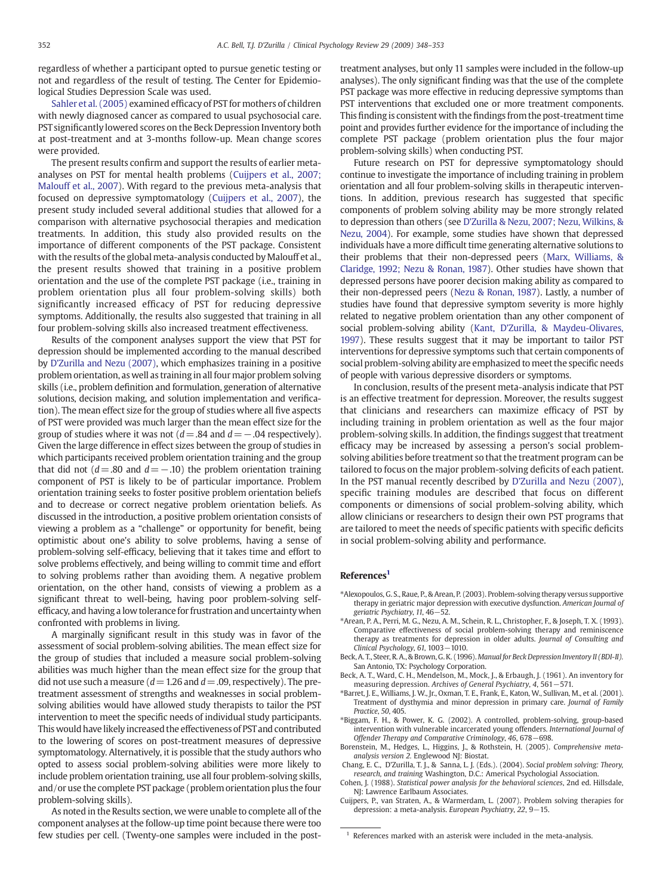regardless of whether a participant opted to pursue genetic testing or not and regardless of the result of testing. The Center for Epidemiological Studies Depression Scale was used.

Sahler et al. (2005) examined efficacy of PST for mothers of children with newly diagnosed cancer as compared to usual psychosocial care. PST significantly lowered scores on the Beck Depression Inventory both at post-treatment and at 3-months follow-up. Mean change scores were provided.

The present results confirm and support the results of earlier meta-analyses on PST for mental health problems (Cuijpers et al., 2007; Malouff et al., 2007). With regard to the previous meta-analysis that focused on depressive symptomatology (Cuijpers et al., 2007), the present study included several additional studies that allowed for a comparison with alternative psychosocial therapies and medication treatments. In addition, this study also provided results on the importance of different components of the PST package. Consistent with the results of the global meta-analysis conducted by Malouff et al., the present results showed that training in a positive problem orientation and the use of the complete PST package (i.e., training in problem orientation plus all four problem-solving skills) both significantly increased efficacy of PST for reducing depressive symptoms. Additionally, the results also suggested that training in all four problem-solving skills also increased treatment effectiveness.

Results of the component analyses support the view that PST for depression should be implemented according to the manual described by D'Zurilla and Nezu (2007), which emphasizes training in a positive problem orientation, as well as training in all four major problem solving skills (i.e., problem definition and formulation, generation of alternative solutions, decision making, and solution implementation and verification). The mean effect size for the group of studies where all five aspects of PST were provided was much larger than the mean effect size for the group of studies where it was not ($d = .84$ and $d = -.04$ respectively). Given the large difference in effect sizes between the group of studies in which participants received problem orientation training and the group that did not ($d = .80$ and $d = -.10$) the problem orientation training component of PST is likely to be of particular importance. Problem orientation training seeks to foster positive problem orientation beliefs and to decrease or correct negative problem orientation beliefs. As discussed in the introduction, a positive problem orientation consists of viewing a problem as a "challenge" or opportunity for benefit, being optimistic about one's ability to solve problems, having a sense of problem-solving self-efficacy, believing that it takes time and effort to solve problems effectively, and being willing to commit time and effort to solving problems rather than avoiding them. A negative problem orientation, on the other hand, consists of viewing a problem as a significant threat to well-being, having poor problem-solving self-efficacy, and having a low tolerance for frustration and uncertainty when confronted with problems in living.

A marginally significant result in this study was in favor of the assessment of social problem-solving abilities. The mean effect size for the group of studies that included a measure social problem-solving abilities was much higher than the mean effect size for the group that did not use such a measure ($d = 1.26$ and $d = .09$, respectively). The pre-treatment assessment of strengths and weaknesses in social problem-solving abilities would have allowed study therapists to tailor the PST intervention to meet the specific needs of individual study participants. This would have likely increased the effectiveness of PST and contributed to the lowering of scores on post-treatment measures of depressive symptomatology. Alternatively, it is possible that the study authors who opted to assess social problem-solving abilities were more likely to include problem orientation training, use all four problem-solving skills, and/or use the complete PST package (problem orientation plus the four problem-solving skills).

As noted in the Results section, we were unable to complete all of the component analyses at the follow-up time point because there were too few studies per cell. (Twenty-one samples were included in the post-treatment analyses, but only 11 samples were included in the follow-up analyses). The only significant finding was that the use of the complete PST package was more effective in reducing depressive symptoms than PST interventions that excluded one or more treatment components. This finding is consistent with the findings from the post-treatment time point and provides further evidence for the importance of including the complete PST package (problem orientation plus the four major problem-solving skills) when conducting PST.

Future research on PST for depressive symptomatology should continue to investigate the importance of including training in problem orientation and all four problem-solving skills in therapeutic interventions. In addition, previous research has suggested that specific components of problem solving ability may be more strongly related to depression than others (see D'Zurilla & Nezu, 2007; Nezu, Wilkins, & Nezu, 2004). For example, some studies have shown that depressed individuals have a more difficult time generating alternative solutions to their problems that their non-depressed peers (Marx, Williams, & Claridge, 1992; Nezu & Ronan, 1987). Other studies have shown that depressed persons have poorer decision making ability as compared to their non-depressed peers (Nezu & Ronan, 1987). Lastly, a number of studies have found that depressive symptom severity is more highly related to negative problem orientation than any other component of social problem-solving ability (Kant, D'Zurilla, & Maydeu-Olivares, 1997). These results suggest that it may be important to tailor PST interventions for depressive symptoms such that certain components of social problem-solving ability are emphasized to meet the specific needs of people with various depressive disorders or symptoms.

In conclusion, results of the present meta-analysis indicate that PST is an effective treatment for depression. Moreover, the results suggest that clinicians and researchers can maximize efficacy of PST by including training in problem orientation as well as the four major problem-solving skills. In addition, the findings suggest that treatment efficacy may be increased by assessing a person's social problem-solving abilities before treatment so that the treatment program can be tailored to focus on the major problem-solving deficits of each patient. In the PST manual recently described by D'Zurilla and Nezu (2007), specific training modules are described that focus on different components or dimensions of social problem-solving ability, which allow clinicians or researchers to design their own PST programs that are tailored to meet the needs of specific patients with specific deficits in social problem-solving ability and performance.

## References[1]

*Alexopoulos, G. S., Raue, P., & Arean, P. (2003). Problem-solving therapy versus supportive therapy in geriatric major depression with executive dysfunction. *American Journal of geriatric Psychiatry*, *11*, 46−52.

*Arean, P. A., Perri, M. G., Nezu, A. M., Schein, R. L., Christopher, F., & Joseph, T. X. (1993). Comparative effectiveness of social problem-solving therapy and reminiscence therapy as treatments for depression in older adults. *Journal of Consulting and Clinical Psychology*, *61*, 1003−1010.

Beck, A. T., Steer, R. A., & Brown, G. K. (1996). *Manual for Beck Depression Inventory II (BDI-II).* San Antonio, TX: Psychology Corporation.

Beck, A. T., Ward, C. H., Mendelson, M., Mock, J., & Erbaugh, J. (1961). An inventory for measuring depression. *Archives of General Psychiatry*, *4*, 561−571.

*Barret, J. E., Williams, J. W., Jr., Oxman, T. E., Frank, E., Katon, W., Sullivan, M., et al. (2001). Treatment of dysthymia and minor depression in primary care. *Journal of Family Practice*, *50*, 405.

*Biggam, F. H., & Power, K. G. (2002). A controlled, problem-solving, group-based intervention with vulnerable incarcerated young offenders. *International Journal of Offender Therapy and Comparative Criminology*, *46*, 678−698.

Borenstein, M., Hedges, L., Higgins, J., & Rothstein, H. (2005). *Comprehensive meta-analysis version 2.* Englewood NJ: Biostat.

Chang, E. C., D'Zurilla, T. J., & Sanna, L. J. (Eds.). (2004). *Social problem solving: Theory, research, and training* Washington, D.C.: Americal Psychological Association.

Cohen, J. (1988). *Statistical power analysis for the behavioral sciences*, 2nd ed. Hillsdale, NJ: Lawrence Earlbaum Associates.

Cuijpers, P., van Straten, A., & Warmerdam, L. (2007). Problem solving therapies for depression: a meta-analysis. *European Psychiatry*, *22*, 9−15.

[1] References marked with an asterisk were included in the meta-analysis.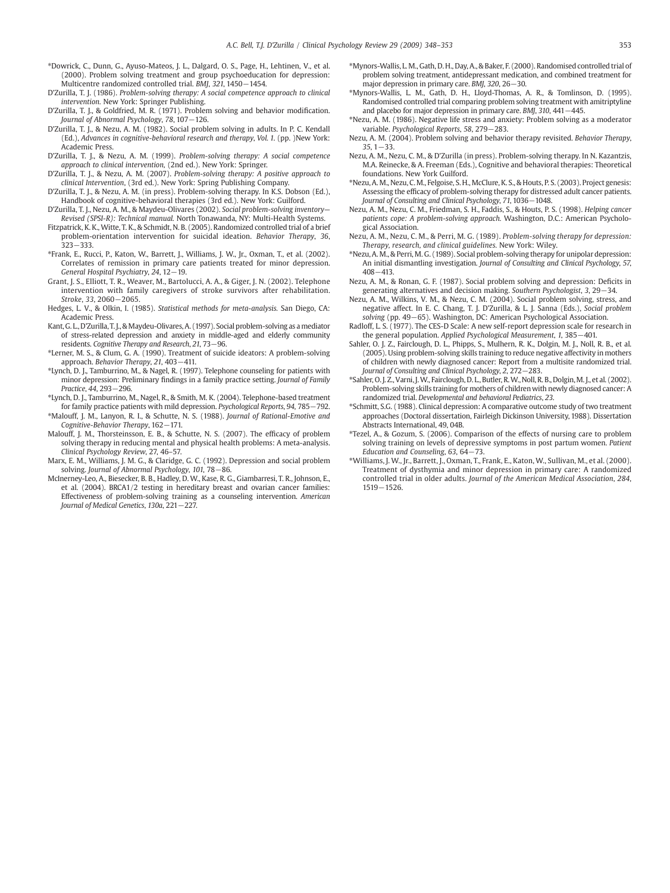*Dowrick, C., Dunn, G., Ayuso-Mateos, J. L., Dalgard, O. S., Page, H., Lehtinen, V., et al. (2000). Problem solving treatment and group psychoeducation for depression: Multicentre randomized controlled trial. *BMJ*, *321*, 1450−1454.

D'Zurilla, T. J. (1986). *Problem-solving therapy: A social competence approach to clinical intervention.* New York: Springer Publishing.

D'Zurilla, T. J., & Goldfried, M. R. (1971). Problem solving and behavior modification. *Journal of Abnormal Psychology*, *78*, 107−126.

D'Zurilla, T. J., & Nezu, A. M. (1982). Social problem solving in adults. In P. C. Kendall (Ed.), *Advances in cognitive-behavioral research and therapy*, *Vol. 1*. (pp. )New York: Academic Press.

D'Zurilla, T. J., & Nezu, A. M. (1999). *Problem-solving therapy: A social competence approach to clinical intervention*, (2nd ed.). New York: Springer.

D'Zurilla, T. J., & Nezu, A. M. (2007). *Problem-solving therapy: A positive approach to clinical Intervention*, (3rd ed.). New York: Spring Publishing Company.

D'Zurilla, T. J., & Nezu, A. M. (in press). Problem-solving therapy. In K.S. Dobson (Ed.), Handbook of cognitive-behavioral therapies (3rd ed.). New York: Guilford.

D'Zurilla, T. J., Nezu, A. M., & Maydeu-Olivares (2002). *Social problem-solving inventory—Revised (SPSI-R): Technical manual.* North Tonawanda, NY: Multi-Health Systems.

Fitzpatrick, K. K., Witte, T. K., & Schmidt, N. B. (2005). Randomized controlled trial of a brief problem-orientation intervention for suicidal ideation. *Behavior Therapy*, *36*, 323−333.

*Frank, E., Rucci, P., Katon, W., Barrett, J., Williams, J. W., Jr., Oxman, T., et al. (2002). Correlates of remission in primary care patients treated for minor depression. *General Hospital Psychiatry*, *24*, 12−19.

Grant, J. S., Elliott, T. R., Weaver, M., Bartolucci, A. A., & Giger, J. N. (2002). Telephone intervention with family caregivers of stroke survivors after rehabilitation. *Stroke*, *33*, 2060−2065.

Hedges, L. V., & Olkin, I. (1985). *Statistical methods for meta-analysis.* San Diego, CA: Academic Press.

Kant, G. L., D'Zurilla, T. J., & Maydeu-Olivares, A. (1997). Social problem-solving as a mediator of stress-related depression and anxiety in middle-aged and elderly community residents. *Cognitive Therapy and Research*, *21*, 73−96.

*Lerner, M. S., & Clum, G. A. (1990). Treatment of suicide ideators: A problem-solving approach. *Behavior Therapy*, *21*, 403−411.

*Lynch, D. J., Tamburrino, M., & Nagel, R. (1997). Telephone counseling for patients with minor depression: Preliminary findings in a family practice setting. *Journal of Family Practice*, *44*, 293−296.

*Lynch, D. J., Tamburrino, M., Nagel, R., & Smith, M. K. (2004). Telephone-based treatment for family practice patients with mild depression. *Psychological Reports*, *94*, 785−792.

*Malouff, J. M., Lanyon, R. I., & Schutte, N. S. (1988). *Journal of Rational-Emotive and Cognitive-Behavior Therapy*, 162−171.

Malouff, J. M., Thorsteinsson, E. B., & Schutte, N. S. (2007). The efficacy of problem solving therapy in reducing mental and physical health problems: A meta-analysis. *Clinical Psychology Review*, 27, 46–57.

Marx, E. M., Williams, J. M. G., & Claridge, G. C. (1992). Depression and social problem solving. *Journal of Abnormal Psychology*, *101*, 78−86.

McInerney-Leo, A., Biesecker, B. B., Hadley, D. W., Kase, R. G., Giambarresi, T. R., Johnson, E., et al. (2004). BRCA1/2 testing in hereditary breast and ovarian cancer families: Effectiveness of problem-solving training as a counseling intervention. *American Journal of Medical Genetics*, *130a*, 221−227.

*Mynors-Wallis, L. M., Gath, D. H., Day, A., & Baker, F. (2000). Randomised controlled trial of problem solving treatment, antidepressant medication, and combined treatment for major depression in primary care. *BMJ*, *320*, 26−30.

*Mynors-Wallis, L. M., Gath, D. H., Lloyd-Thomas, A. R., & Tomlinson, D. (1995). Randomised controlled trial comparing problem solving treatment with amitriptyline and placebo for major depression in primary care. *BMJ*, *310*, 441−445.

*Nezu, A. M. (1986). Negative life stress and anxiety: Problem solving as a moderator variable. *Psychological Reports*, *58*, 279−283.

Nezu, A. M. (2004). Problem solving and behavior therapy revisited. *Behavior Therapy*, *35*, 1−33.

Nezu, A. M., Nezu, C. M., & D'Zurilla (in press). Problem-solving therapy. In N. Kazantzis, M.A. Reinecke, & A. Freeman (Eds.), Cognitive and behavioral therapies: Theoretical foundations. New York Guilford.

*Nezu, A. M., Nezu, C. M., Felgoise, S. H., McClure, K. S., & Houts, P. S. (2003). Project genesis: Assessing the efficacy of problem-solving therapy for distressed adult cancer patients. *Journal of Consulting and Clinical Psychology*, *71*, 1036−1048.

Nezu, A. M., Nezu, C. M., Friedman, S. H., Faddis, S., & Houts, P. S. (1998). *Helping cancer patients cope: A problem-solving approach.* Washington, D.C.: American Psychological Association.

Nezu, A. M., Nezu, C. M., & Perri, M. G. (1989). *Problem-solving therapy for depression: Therapy, research, and clinical guidelines.* New York: Wiley.

*Nezu, A. M., & Perri, M. G. (1989). Social problem-solving therapy for unipolar depression: An initial dismantling investigation. *Journal of Consulting and Clinical Psychology*, *57*, 408−413.

Nezu, A. M., & Ronan, G. F. (1987). Social problem solving and depression: Deficits in generating alternatives and decision making. *Southern Psychologist*, *3*, 29−34.

Nezu, A. M., Wilkins, V. M., & Nezu, C. M. (2004). Social problem solving, stress, and negative affect. In E. C. Chang, T. J. D'Zurilla, & L. J. Sanna (Eds.), *Social problem solving* (pp. 49−65). Washington, DC: American Psychological Association.

Radloff, L. S. (1977). The CES-D Scale: A new self-report depression scale for research in the general population. *Applied Psychological Measurement*, *1*, 385−401.

Sahler, O. J. Z., Fairclough, D. L., Phipps, S., Mulhern, R. K., Dolgin, M. J., Noll, R. B., et al. (2005). Using problem-solving skills training to reduce negative affectivity in mothers of children with newly diagnosed cancer: Report from a multisite randomized trial. *Journal of Consulting and Clinical Psychology*, *2*, 272−283.

*Sahler, O. J. Z., Varni, J. W., Fairclough, D. L., Butler, R. W., Noll, R. B., Dolgin, M. J., et al. (2002). Problem-solving skills training for mothers of children with newly diagnosed cancer: A randomized trial. *Developmental and behavioral Pediatrics*, *23*.

*Schmitt, S.G. (1988). Clinical depression: A comparative outcome study of two treatment approaches (Doctoral dissertation, Fairleigh Dickinson University, 1988). Dissertation Abstracts International, 49, 04B.

*Tezel, A., & Gozum, S. (2006). Comparison of the effects of nursing care to problem solving training on levels of depressive symptoms in post partum women. *Patient Education and Counseling*, *63*, 64−73.

*Williams, J. W., Jr., Barrett, J., Oxman, T., Frank, E., Katon, W., Sullivan, M., et al. (2000). Treatment of dysthymia and minor depression in primary care: A randomized controlled trial in older adults. *Journal of the American Medical Association*, *284*, 1519−1526.